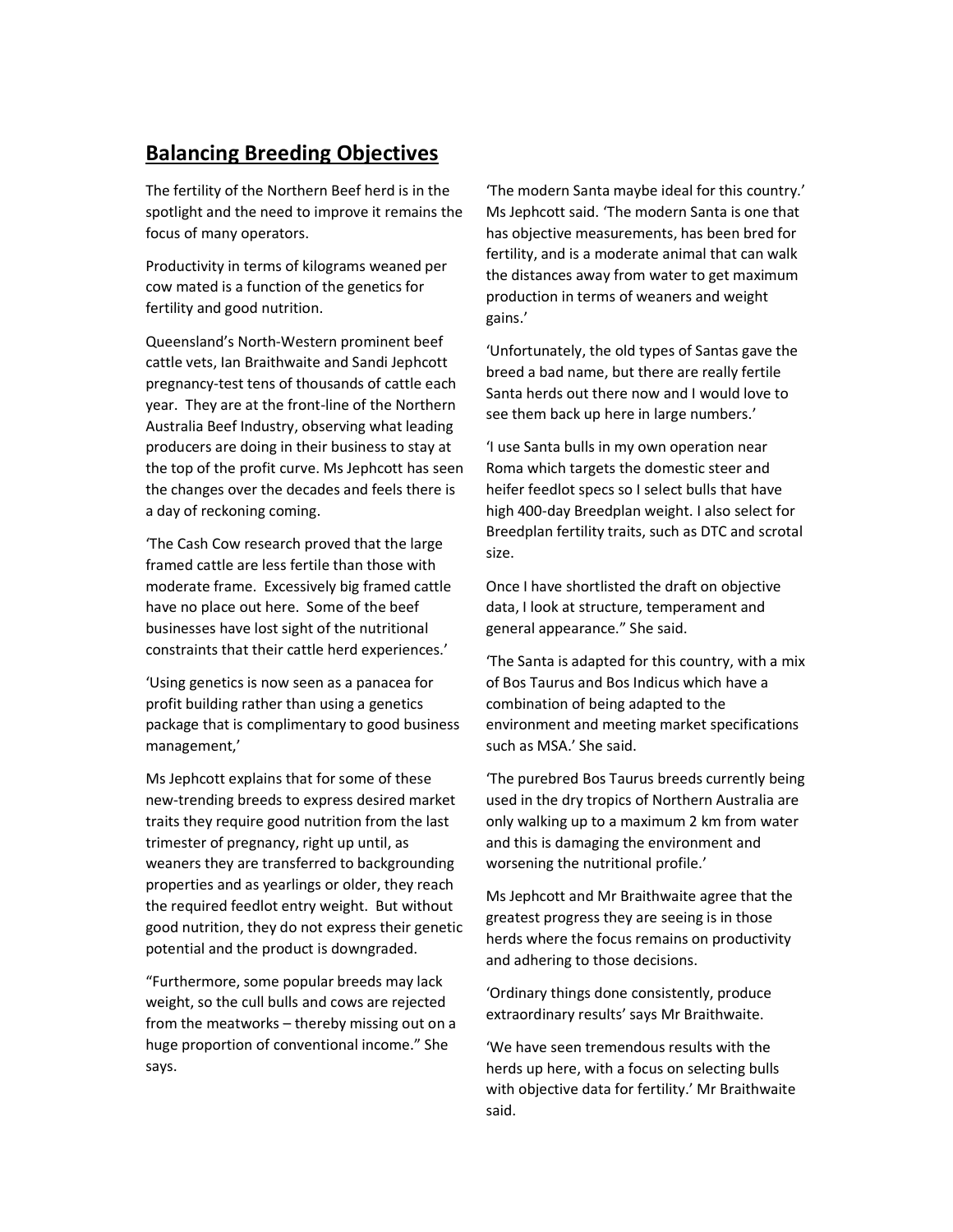## Balancing Breeding Objectives

The fertility of the Northern Beef herd is in the spotlight and the need to improve it remains the focus of many operators.

Productivity in terms of kilograms weaned per cow mated is a function of the genetics for fertility and good nutrition.

Queensland's North-Western prominent beef cattle vets, Ian Braithwaite and Sandi Jephcott pregnancy-test tens of thousands of cattle each year. They are at the front-line of the Northern Australia Beef Industry, observing what leading producers are doing in their business to stay at the top of the profit curve. Ms Jephcott has seen the changes over the decades and feels there is a day of reckoning coming.

'The Cash Cow research proved that the large framed cattle are less fertile than those with moderate frame. Excessively big framed cattle have no place out here. Some of the beef businesses have lost sight of the nutritional constraints that their cattle herd experiences.'

'Using genetics is now seen as a panacea for profit building rather than using a genetics package that is complimentary to good business management,'

Ms Jephcott explains that for some of these new-trending breeds to express desired market traits they require good nutrition from the last trimester of pregnancy, right up until, as weaners they are transferred to backgrounding properties and as yearlings or older, they reach the required feedlot entry weight. But without good nutrition, they do not express their genetic potential and the product is downgraded.

"Furthermore, some popular breeds may lack weight, so the cull bulls and cows are rejected from the meatworks – thereby missing out on a huge proportion of conventional income." She says.

'The modern Santa maybe ideal for this country.' Ms Jephcott said. 'The modern Santa is one that has objective measurements, has been bred for fertility, and is a moderate animal that can walk the distances away from water to get maximum production in terms of weaners and weight gains.'

'Unfortunately, the old types of Santas gave the breed a bad name, but there are really fertile Santa herds out there now and I would love to see them back up here in large numbers.'

'I use Santa bulls in my own operation near Roma which targets the domestic steer and heifer feedlot specs so I select bulls that have high 400-day Breedplan weight. I also select for Breedplan fertility traits, such as DTC and scrotal size.

Once I have shortlisted the draft on objective data, I look at structure, temperament and general appearance." She said.

'The Santa is adapted for this country, with a mix of Bos Taurus and Bos Indicus which have a combination of being adapted to the environment and meeting market specifications such as MSA.' She said.

'The purebred Bos Taurus breeds currently being used in the dry tropics of Northern Australia are only walking up to a maximum 2 km from water and this is damaging the environment and worsening the nutritional profile.'

Ms Jephcott and Mr Braithwaite agree that the greatest progress they are seeing is in those herds where the focus remains on productivity and adhering to those decisions.

'Ordinary things done consistently, produce extraordinary results' says Mr Braithwaite.

'We have seen tremendous results with the herds up here, with a focus on selecting bulls with objective data for fertility.' Mr Braithwaite said.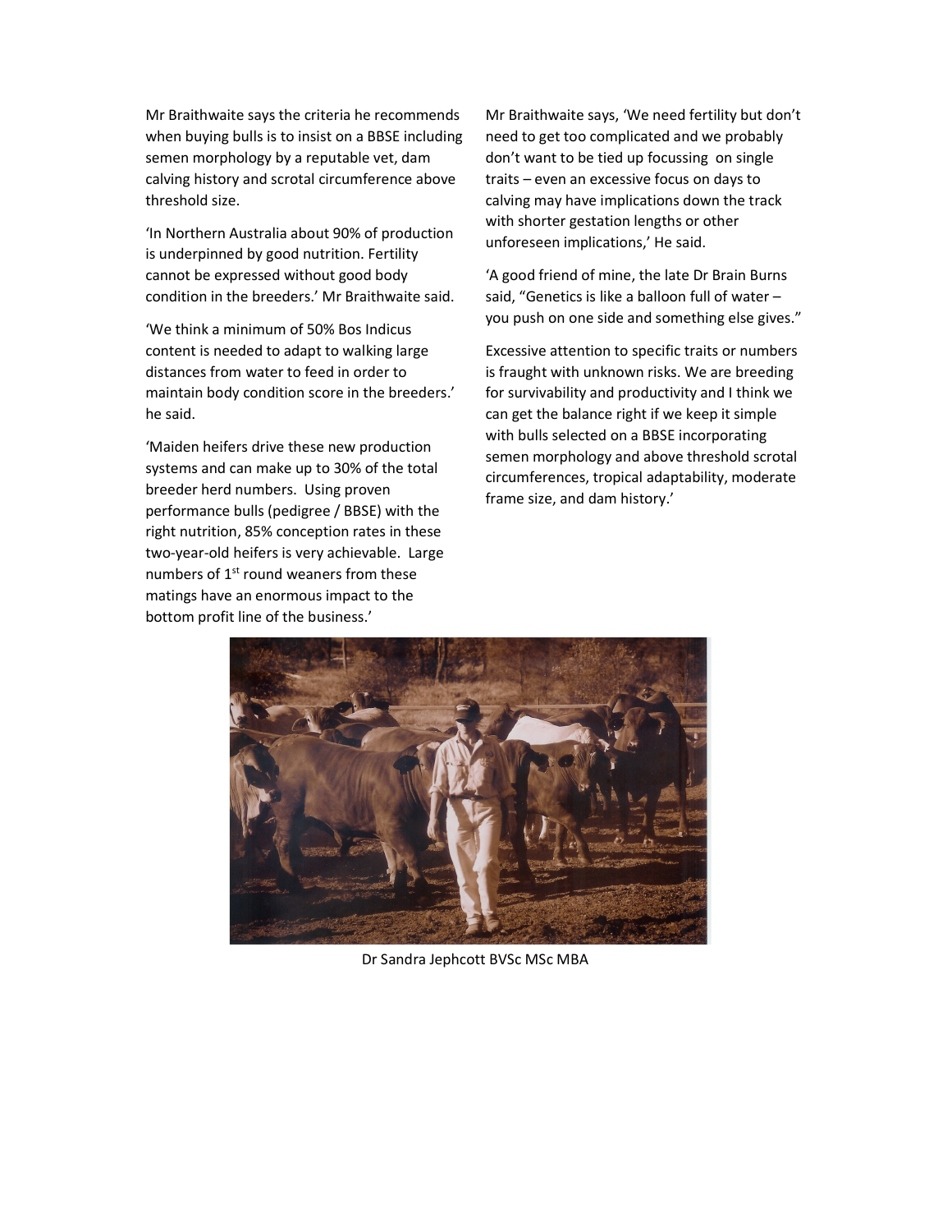Mr Braithwaite says the criteria he recommends when buying bulls is to insist on a BBSE including semen morphology by a reputable vet, dam calving history and scrotal circumference above threshold size.

'In Northern Australia about 90% of production is underpinned by good nutrition. Fertility cannot be expressed without good body condition in the breeders.' Mr Braithwaite said.

'We think a minimum of 50% Bos Indicus content is needed to adapt to walking large distances from water to feed in order to maintain body condition score in the breeders.' he said.

'Maiden heifers drive these new production systems and can make up to 30% of the total breeder herd numbers. Using proven performance bulls (pedigree / BBSE) with the right nutrition, 85% conception rates in these two-year-old heifers is very achievable. Large numbers of 1st round weaners from these matings have an enormous impact to the bottom profit line of the business.'

Mr Braithwaite says, 'We need fertility but don't need to get too complicated and we probably don't want to be tied up focussing on single traits – even an excessive focus on days to calving may have implications down the track with shorter gestation lengths or other unforeseen implications,' He said.

'A good friend of mine, the late Dr Brain Burns said, "Genetics is like a balloon full of water – you push on one side and something else gives."

Excessive attention to specific traits or numbers is fraught with unknown risks. We are breeding for survivability and productivity and I think we can get the balance right if we keep it simple with bulls selected on a BBSE incorporating semen morphology and above threshold scrotal circumferences, tropical adaptability, moderate frame size, and dam history.'

Dr Sandra Jephcott BVSc MSc MBA